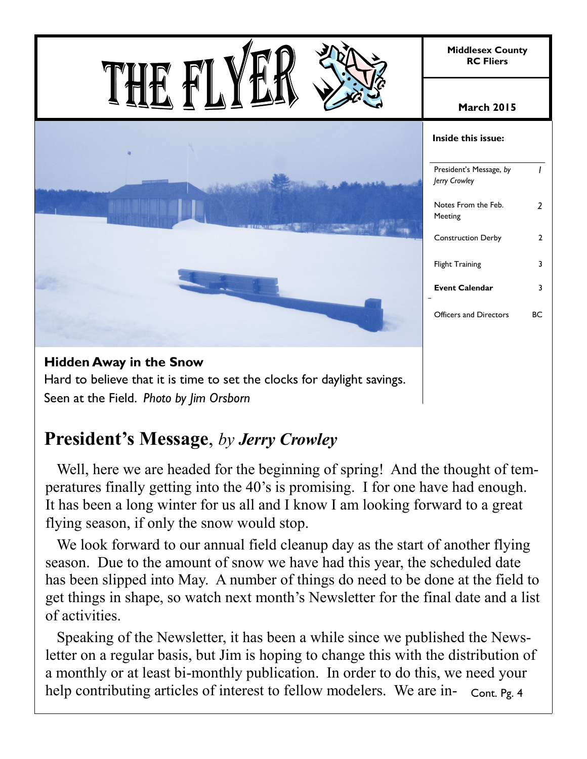# THE FLYER

**Middlesex County RC Fliers**

**March 2015**

**Inside this issue:**

| | |
|---|---|
| President's Message, *by Jerry Crowley* | 1 |
| Notes From the Feb. Meeting | 2 |
| Construction Derby | 2 |
| Flight Training | 3 |
| **Event Calendar** | 3 |
| Officers and Directors | BC |

**Hidden Away in the Snow**

Hard to believe that it is time to set the clocks for daylight savings. Seen at the Field. *Photo by Jim Orsborn*

## President's Message, *by* ***Jerry Crowley***

Well, here we are headed for the beginning of spring! And the thought of temperatures finally getting into the 40's is promising. I for one have had enough. It has been a long winter for us all and I know I am looking forward to a great flying season, if only the snow would stop.

We look forward to our annual field cleanup day as the start of another flying season. Due to the amount of snow we have had this year, the scheduled date has been slipped into May. A number of things do need to be done at the field to get things in shape, so watch next month's Newsletter for the final date and a list of activities.

Speaking of the Newsletter, it has been a while since we published the Newsletter on a regular basis, but Jim is hoping to change this with the distribution of a monthly or at least bi-monthly publication. In order to do this, we need your help contributing articles of interest to fellow modelers. We are in- Cont. Pg. 4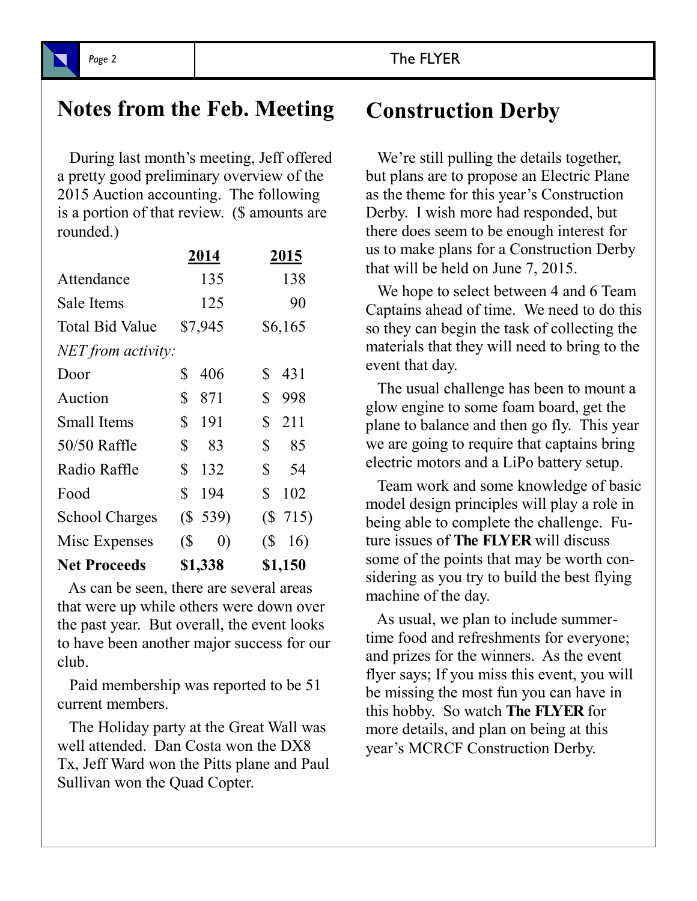## Notes from the Feb. Meeting

During last month's meeting, Jeff offered a pretty good preliminary overview of the 2015 Auction accounting. The following is a portion of that review. ($ amounts are rounded.)

| | **2014** | **2015** |
|---|---|---|
| Attendance | 135 | 138 |
| Sale Items | 125 | 90 |
| Total Bid Value | $7,945 | $6,165 |
| *NET from activity:* | | |
| Door | $ 406 | $ 431 |
| Auction | $ 871 | $ 998 |
| Small Items | $ 191 | $ 211 |
| 50/50 Raffle | $ 83 | $ 85 |
| Radio Raffle | $ 132 | $ 54 |
| Food | $ 194 | $ 102 |
| School Charges | ($ 539) | ($ 715) |
| Misc Expenses | ($ 0) | ($ 16) |
| **Net Proceeds** | **$1,338** | **$1,150** |

As can be seen, there are several areas that were up while others were down over the past year. But overall, the event looks to have been another major success for our club.

Paid membership was reported to be 51 current members.

The Holiday party at the Great Wall was well attended. Dan Costa won the DX8 Tx, Jeff Ward won the Pitts plane and Paul Sullivan won the Quad Copter.

## Construction Derby

We're still pulling the details together, but plans are to propose an Electric Plane as the theme for this year's Construction Derby. I wish more had responded, but there does seem to be enough interest for us to make plans for a Construction Derby that will be held on June 7, 2015.

We hope to select between 4 and 6 Team Captains ahead of time. We need to do this so they can begin the task of collecting the materials that they will need to bring to the event that day.

The usual challenge has been to mount a glow engine to some foam board, get the plane to balance and then go fly. This year we are going to require that captains bring electric motors and a LiPo battery setup.

Team work and some knowledge of basic model design principles will play a role in being able to complete the challenge. Future issues of **The FLYER** will discuss some of the points that may be worth considering as you try to build the best flying machine of the day.

As usual, we plan to include summertime food and refreshments for everyone; and prizes for the winners. As the event flyer says; If you miss this event, you will be missing the most fun you can have in this hobby. So watch **The FLYER** for more details, and plan on being at this year's MCRCF Construction Derby.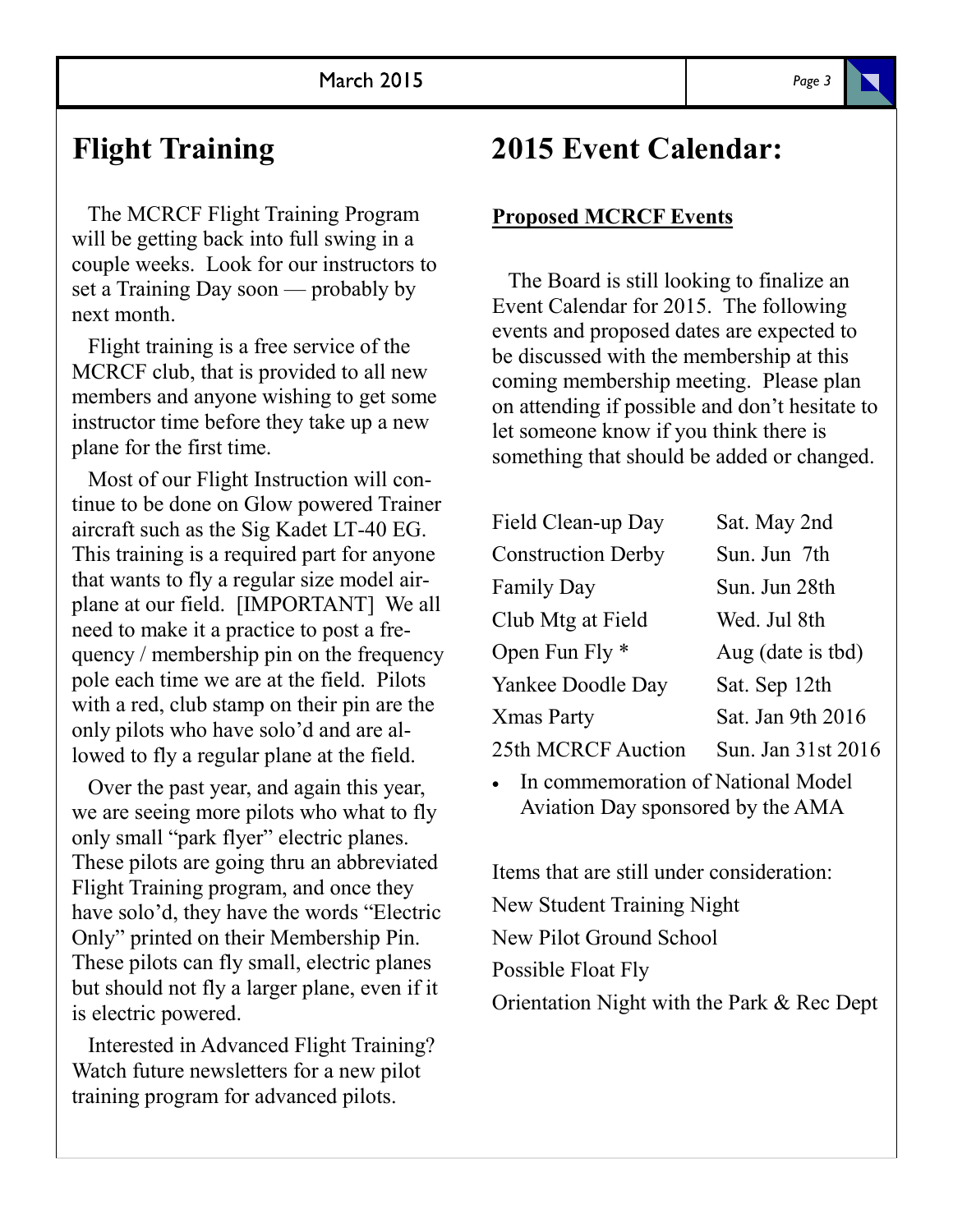# Flight Training

The MCRCF Flight Training Program will be getting back into full swing in a couple weeks. Look for our instructors to set a Training Day soon — probably by next month.

Flight training is a free service of the MCRCF club, that is provided to all new members and anyone wishing to get some instructor time before they take up a new plane for the first time.

Most of our Flight Instruction will continue to be done on Glow powered Trainer aircraft such as the Sig Kadet LT-40 EG. This training is a required part for anyone that wants to fly a regular size model airplane at our field. [IMPORTANT] We all need to make it a practice to post a frequency / membership pin on the frequency pole each time we are at the field. Pilots with a red, club stamp on their pin are the only pilots who have solo'd and are allowed to fly a regular plane at the field.

Over the past year, and again this year, we are seeing more pilots who what to fly only small "park flyer" electric planes. These pilots are going thru an abbreviated Flight Training program, and once they have solo'd, they have the words "Electric Only" printed on their Membership Pin. These pilots can fly small, electric planes but should not fly a larger plane, even if it is electric powered.

Interested in Advanced Flight Training? Watch future newsletters for a new pilot training program for advanced pilots.

# 2015 Event Calendar:

**Proposed MCRCF Events**

The Board is still looking to finalize an Event Calendar for 2015. The following events and proposed dates are expected to be discussed with the membership at this coming membership meeting. Please plan on attending if possible and don't hesitate to let someone know if you think there is something that should be added or changed.

| Event | Date |
|---|---|
| Field Clean-up Day | Sat. May 2nd |
| Construction Derby | Sun. Jun 7th |
| Family Day | Sun. Jun 28th |
| Club Mtg at Field | Wed. Jul 8th |
| Open Fun Fly * | Aug (date is tbd) |
| Yankee Doodle Day | Sat. Sep 12th |
| Xmas Party | Sat. Jan 9th 2016 |
| 25th MCRCF Auction | Sun. Jan 31st 2016 |

- In commemoration of National Model Aviation Day sponsored by the AMA

Items that are still under consideration:

New Student Training Night

New Pilot Ground School

Possible Float Fly

Orientation Night with the Park & Rec Dept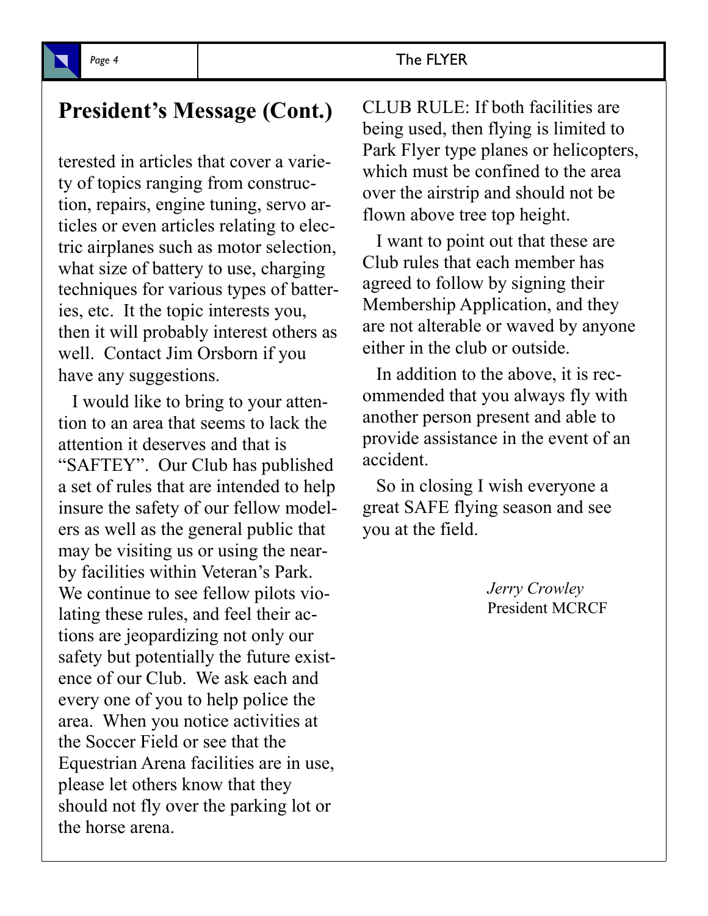## President's Message (Cont.)

terested in articles that cover a variety of topics ranging from construction, repairs, engine tuning, servo articles or even articles relating to electric airplanes such as motor selection, what size of battery to use, charging techniques for various types of batteries, etc. It the topic interests you, then it will probably interest others as well. Contact Jim Orsborn if you have any suggestions.

I would like to bring to your attention to an area that seems to lack the attention it deserves and that is "SAFTEY". Our Club has published a set of rules that are intended to help insure the safety of our fellow modelers as well as the general public that may be visiting us or using the nearby facilities within Veteran's Park. We continue to see fellow pilots violating these rules, and feel their actions are jeopardizing not only our safety but potentially the future existence of our Club. We ask each and every one of you to help police the area. When you notice activities at the Soccer Field or see that the Equestrian Arena facilities are in use, please let others know that they should not fly over the parking lot or the horse arena.

CLUB RULE: If both facilities are being used, then flying is limited to Park Flyer type planes or helicopters, which must be confined to the area over the airstrip and should not be flown above tree top height.

I want to point out that these are Club rules that each member has agreed to follow by signing their Membership Application, and they are not alterable or waved by anyone either in the club or outside.

In addition to the above, it is recommended that you always fly with another person present and able to provide assistance in the event of an accident.

So in closing I wish everyone a great SAFE flying season and see you at the field.

*Jerry Crowley*
President MCRCF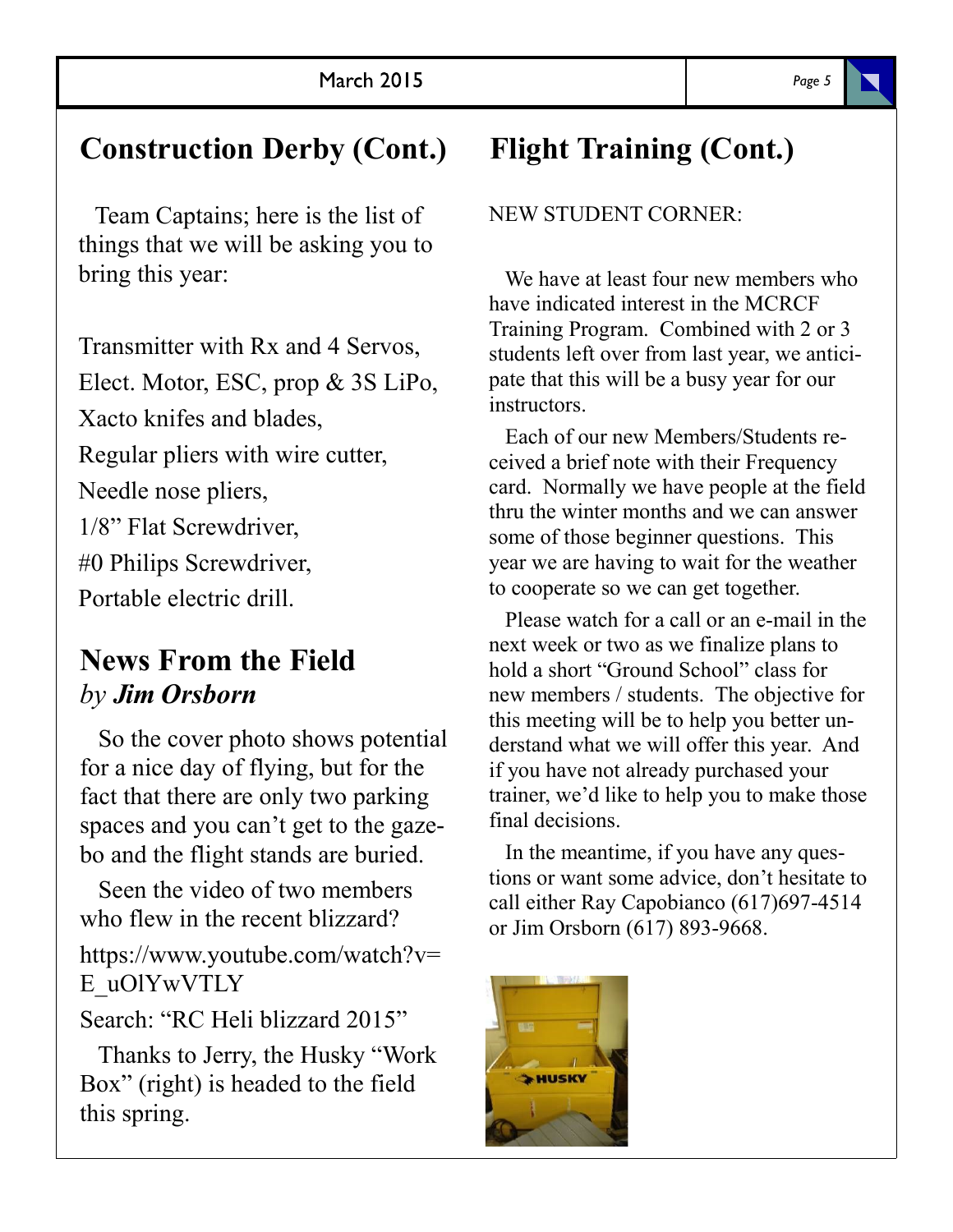## Construction Derby (Cont.)

Team Captains; here is the list of things that we will be asking you to bring this year:

Transmitter with Rx and 4 Servos,
Elect. Motor, ESC, prop & 3S LiPo,
Xacto knifes and blades,
Regular pliers with wire cutter,
Needle nose pliers,
1/8" Flat Screwdriver,
#0 Philips Screwdriver,
Portable electric drill.

## News From the Field

*by **Jim Orsborn***

So the cover photo shows potential for a nice day of flying, but for the fact that there are only two parking spaces and you can't get to the gazebo and the flight stands are buried.

Seen the video of two members who flew in the recent blizzard?

https://www.youtube.com/watch?v=E_uOlYwVTLY

Search: "RC Heli blizzard 2015"

Thanks to Jerry, the Husky "Work Box" (right) is headed to the field this spring.

## Flight Training (Cont.)

NEW STUDENT CORNER:

We have at least four new members who have indicated interest in the MCRCF Training Program. Combined with 2 or 3 students left over from last year, we anticipate that this will be a busy year for our instructors.

Each of our new Members/Students received a brief note with their Frequency card. Normally we have people at the field thru the winter months and we can answer some of those beginner questions. This year we are having to wait for the weather to cooperate so we can get together.

Please watch for a call or an e-mail in the next week or two as we finalize plans to hold a short "Ground School" class for new members / students. The objective for this meeting will be to help you better understand what we will offer this year. And if you have not already purchased your trainer, we'd like to help you to make those final decisions.

In the meantime, if you have any questions or want some advice, don't hesitate to call either Ray Capobianco (617)697-4514 or Jim Orsborn (617) 893-9668.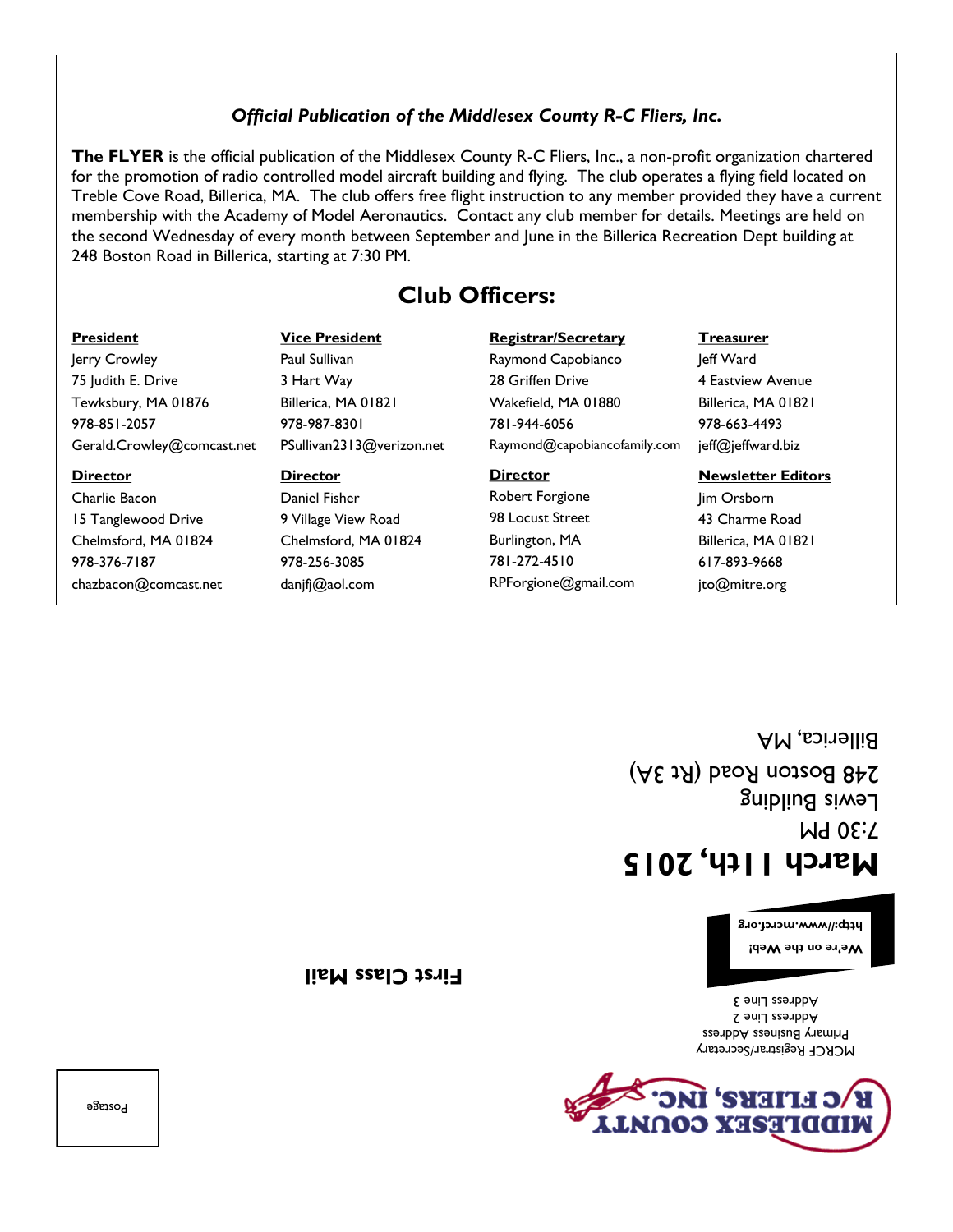*Official Publication of the Middlesex County R-C Fliers, Inc.*

**The FLYER** is the official publication of the Middlesex County R-C Fliers, Inc., a non-profit organization chartered for the promotion of radio controlled model aircraft building and flying. The club operates a flying field located on Treble Cove Road, Billerica, MA. The club offers free flight instruction to any member provided they have a current membership with the Academy of Model Aeronautics. Contact any club member for details. Meetings are held on the second Wednesday of every month between September and June in the Billerica Recreation Dept building at 248 Boston Road in Billerica, starting at 7:30 PM.

## Club Officers:

**President**
Jerry Crowley
75 Judith E. Drive
Tewksbury, MA 01876
978-851-2057
Gerald.Crowley@comcast.net

**Vice President**
Paul Sullivan
3 Hart Way
Billerica, MA 01821
978-987-8301
PSullivan2313@verizon.net

**Registrar/Secretary**
Raymond Capobianco
28 Griffen Drive
Wakefield, MA 01880
781-944-6056
Raymond@capobiancofamily.com

**Treasurer**
Jeff Ward
4 Eastview Avenue
Billerica, MA 01821
978-663-4493
jeff@jeffward.biz

**Director**
Charlie Bacon
15 Tanglewood Drive
Chelmsford, MA 01824
978-376-7187
chazbacon@comcast.net

**Director**
Daniel Fisher
9 Village View Road
Chelmsford, MA 01824
978-256-3085
danjfj@aol.com

**Director**
Robert Forgione
98 Locust Street
Burlington, MA
781-272-4510
RPForgione@gmail.com

**Newsletter Editors**
Jim Orsborn
43 Charme Road
Billerica, MA 01821
617-893-9668
jto@mitre.org

MIDDLESEX COUNTY R/C FLIERS, INC.

MCRCF Registrar/Secretary
Primary Business Address
Address Line 2
Address Line 3

**We're on the Web!**
**http://www.mcrcf.org**

**March 11th, 2015**
7:30 PM
Lewis Building
248 Boston Road (Rt 3A)
Billerica, MA

**First Class Mail**

Postage